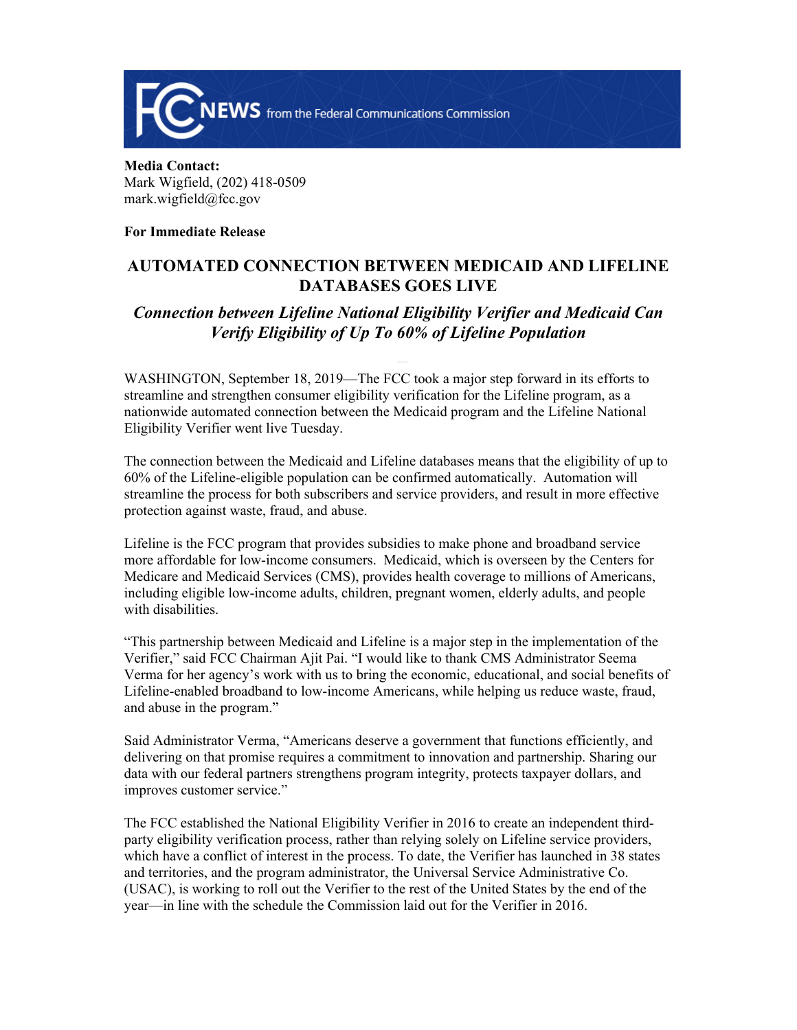**NEWS** from the Federal Communications Commission

**Media Contact:**
Mark Wigfield, (202) 418-0509
mark.wigfield@fcc.gov

**For Immediate Release**

# AUTOMATED CONNECTION BETWEEN MEDICAID AND LIFELINE DATABASES GOES LIVE

## *Connection between Lifeline National Eligibility Verifier and Medicaid Can Verify Eligibility of Up To 60% of Lifeline Population*

WASHINGTON, September 18, 2019—The FCC took a major step forward in its efforts to streamline and strengthen consumer eligibility verification for the Lifeline program, as a nationwide automated connection between the Medicaid program and the Lifeline National Eligibility Verifier went live Tuesday.

The connection between the Medicaid and Lifeline databases means that the eligibility of up to 60% of the Lifeline-eligible population can be confirmed automatically. Automation will streamline the process for both subscribers and service providers, and result in more effective protection against waste, fraud, and abuse.

Lifeline is the FCC program that provides subsidies to make phone and broadband service more affordable for low-income consumers. Medicaid, which is overseen by the Centers for Medicare and Medicaid Services (CMS), provides health coverage to millions of Americans, including eligible low-income adults, children, pregnant women, elderly adults, and people with disabilities.

"This partnership between Medicaid and Lifeline is a major step in the implementation of the Verifier," said FCC Chairman Ajit Pai. "I would like to thank CMS Administrator Seema Verma for her agency's work with us to bring the economic, educational, and social benefits of Lifeline-enabled broadband to low-income Americans, while helping us reduce waste, fraud, and abuse in the program."

Said Administrator Verma, "Americans deserve a government that functions efficiently, and delivering on that promise requires a commitment to innovation and partnership. Sharing our data with our federal partners strengthens program integrity, protects taxpayer dollars, and improves customer service."

The FCC established the National Eligibility Verifier in 2016 to create an independent third-party eligibility verification process, rather than relying solely on Lifeline service providers, which have a conflict of interest in the process. To date, the Verifier has launched in 38 states and territories, and the program administrator, the Universal Service Administrative Co. (USAC), is working to roll out the Verifier to the rest of the United States by the end of the year—in line with the schedule the Commission laid out for the Verifier in 2016.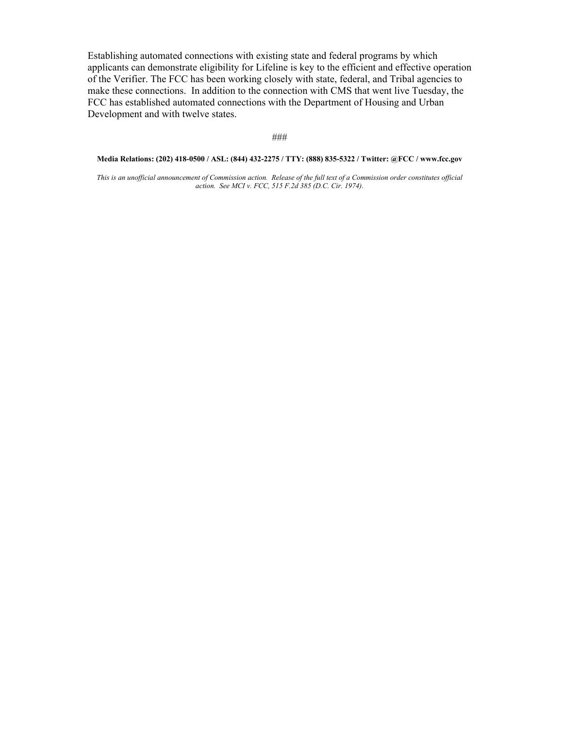Establishing automated connections with existing state and federal programs by which applicants can demonstrate eligibility for Lifeline is key to the efficient and effective operation of the Verifier. The FCC has been working closely with state, federal, and Tribal agencies to make these connections. In addition to the connection with CMS that went live Tuesday, the FCC has established automated connections with the Department of Housing and Urban Development and with twelve states.

###

**Media Relations: (202) 418-0500 / ASL: (844) 432-2275 / TTY: (888) 835-5322 / Twitter: @FCC / www.fcc.gov**

*This is an unofficial announcement of Commission action. Release of the full text of a Commission order constitutes official action. See MCI v. FCC, 515 F.2d 385 (D.C. Cir. 1974).*